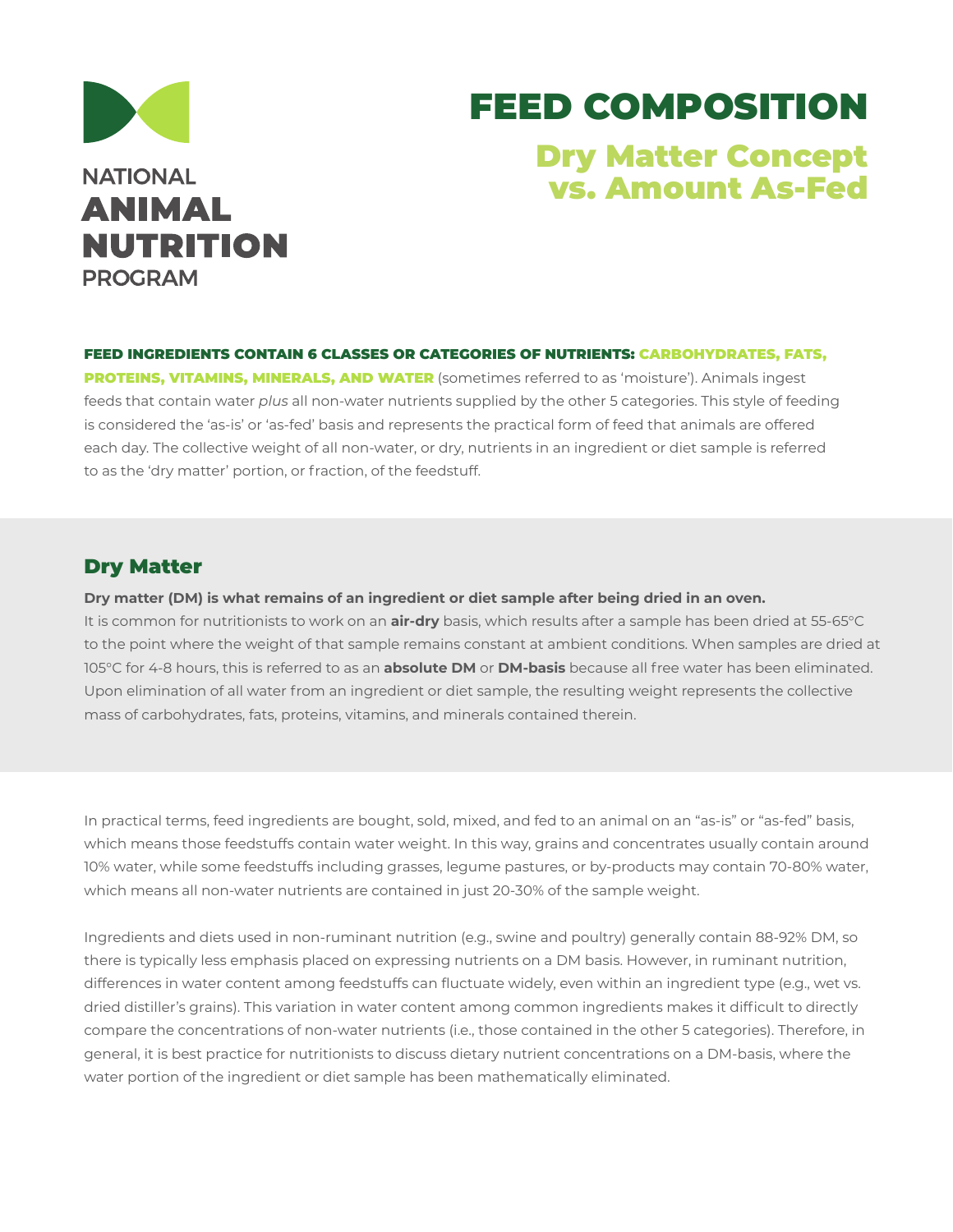NATIONAL
**ANIMAL NUTRITION**
PROGRAM

# FEED COMPOSITION

## Dry Matter Concept vs. Amount As-Fed

**FEED INGREDIENTS CONTAIN 6 CLASSES OR CATEGORIES OF NUTRIENTS: CARBOHYDRATES, FATS, PROTEINS, VITAMINS, MINERALS, AND WATER** (sometimes referred to as 'moisture'). Animals ingest feeds that contain water *plus* all non-water nutrients supplied by the other 5 categories. This style of feeding is considered the 'as-is' or 'as-fed' basis and represents the practical form of feed that animals are offered each day. The collective weight of all non-water, or dry, nutrients in an ingredient or diet sample is referred to as the 'dry matter' portion, or fraction, of the feedstuff.

## Dry Matter

**Dry matter (DM) is what remains of an ingredient or diet sample after being dried in an oven.** It is common for nutritionists to work on an **air-dry** basis, which results after a sample has been dried at 55-65°C to the point where the weight of that sample remains constant at ambient conditions. When samples are dried at 105°C for 4-8 hours, this is referred to as an **absolute DM** or **DM-basis** because all free water has been eliminated. Upon elimination of all water from an ingredient or diet sample, the resulting weight represents the collective mass of carbohydrates, fats, proteins, vitamins, and minerals contained therein.

In practical terms, feed ingredients are bought, sold, mixed, and fed to an animal on an "as-is" or "as-fed" basis, which means those feedstuffs contain water weight. In this way, grains and concentrates usually contain around 10% water, while some feedstuffs including grasses, legume pastures, or by-products may contain 70-80% water, which means all non-water nutrients are contained in just 20-30% of the sample weight.

Ingredients and diets used in non-ruminant nutrition (e.g., swine and poultry) generally contain 88-92% DM, so there is typically less emphasis placed on expressing nutrients on a DM basis. However, in ruminant nutrition, differences in water content among feedstuffs can fluctuate widely, even within an ingredient type (e.g., wet vs. dried distiller's grains). This variation in water content among common ingredients makes it difficult to directly compare the concentrations of non-water nutrients (i.e., those contained in the other 5 categories). Therefore, in general, it is best practice for nutritionists to discuss dietary nutrient concentrations on a DM-basis, where the water portion of the ingredient or diet sample has been mathematically eliminated.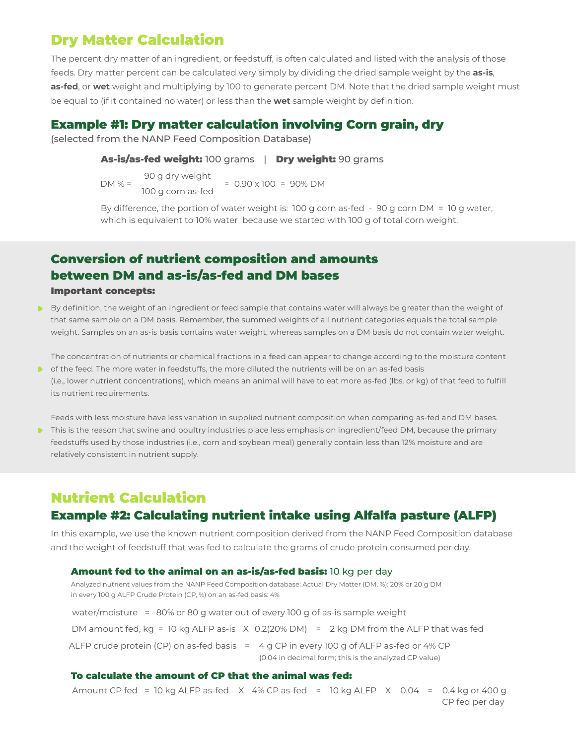# Dry Matter Calculation

The percent dry matter of an ingredient, or feedstuff, is often calculated and listed with the analysis of those feeds. Dry matter percent can be calculated very simply by dividing the dried sample weight by the **as-is**, **as-fed**, or **wet** weight and multiplying by 100 to generate percent DM. Note that the dried sample weight must be equal to (if it contained no water) or less than the **wet** sample weight by definition.

## Example #1: Dry matter calculation involving Corn grain, dry

(selected from the NANP Feed Composition Database)

**As-is/as-fed weight:** 100 grams | **Dry weight:** 90 grams

$$\text{DM \%} = \frac{\text{90 g dry weight}}{\text{100 g corn as-fed}} = 0.90 \times 100 = 90\%\ \text{DM}$$

By difference, the portion of water weight is: 100 g corn as-fed - 90 g corn DM = 10 g water, which is equivalent to 10% water because we started with 100 g of total corn weight.

## Conversion of nutrient composition and amounts between DM and as-is/as-fed and DM bases

### Important concepts:

- By definition, the weight of an ingredient or feed sample that contains water will always be greater than the weight of that same sample on a DM basis. Remember, the summed weights of all nutrient categories equals the total sample weight. Samples on an as-is basis contains water weight, whereas samples on a DM basis do not contain water weight.
- The concentration of nutrients or chemical fractions in a feed can appear to change according to the moisture content of the feed. The more water in feedstuffs, the more diluted the nutrients will be on an as-fed basis (i.e., lower nutrient concentrations), which means an animal will have to eat more as-fed (lbs. or kg) of that feed to fulfill its nutrient requirements.
- Feeds with less moisture have less variation in supplied nutrient composition when comparing as-fed and DM bases. This is the reason that swine and poultry industries place less emphasis on ingredient/feed DM, because the primary feedstuffs used by those industries (i.e., corn and soybean meal) generally contain less than 12% moisture and are relatively consistent in nutrient supply.

# Nutrient Calculation

## Example #2: Calculating nutrient intake using Alfalfa pasture (ALFP)

In this example, we use the known nutrient composition derived from the NANP Feed Composition database and the weight of feedstuff that was fed to calculate the grams of crude protein consumed per day.

### Amount fed to the animal on an as-is/as-fed basis: 10 kg per day

Analyzed nutrient values from the NANP Feed Composition database: Actual Dry Matter (DM, %): 20% or 20 g DM in every 100 g ALFP Crude Protein (CP, %) on an as-fed basis: 4%

water/moisture = 80% or 80 g water out of every 100 g of as-is sample weight

DM amount fed, kg = 10 kg ALFP as-is X 0.2(20% DM) = 2 kg DM from the ALFP that was fed

ALFP crude protein (CP) on as-fed basis = 4 g CP in every 100 g of ALFP as-fed or 4% CP
(0.04 in decimal form; this is the analyzed CP value)

### To calculate the amount of CP that the animal was fed:

Amount CP fed = 10 kg ALFP as-fed X 4% CP as-fed = 10 kg ALFP X 0.04 = 0.4 kg or 400 g CP fed per day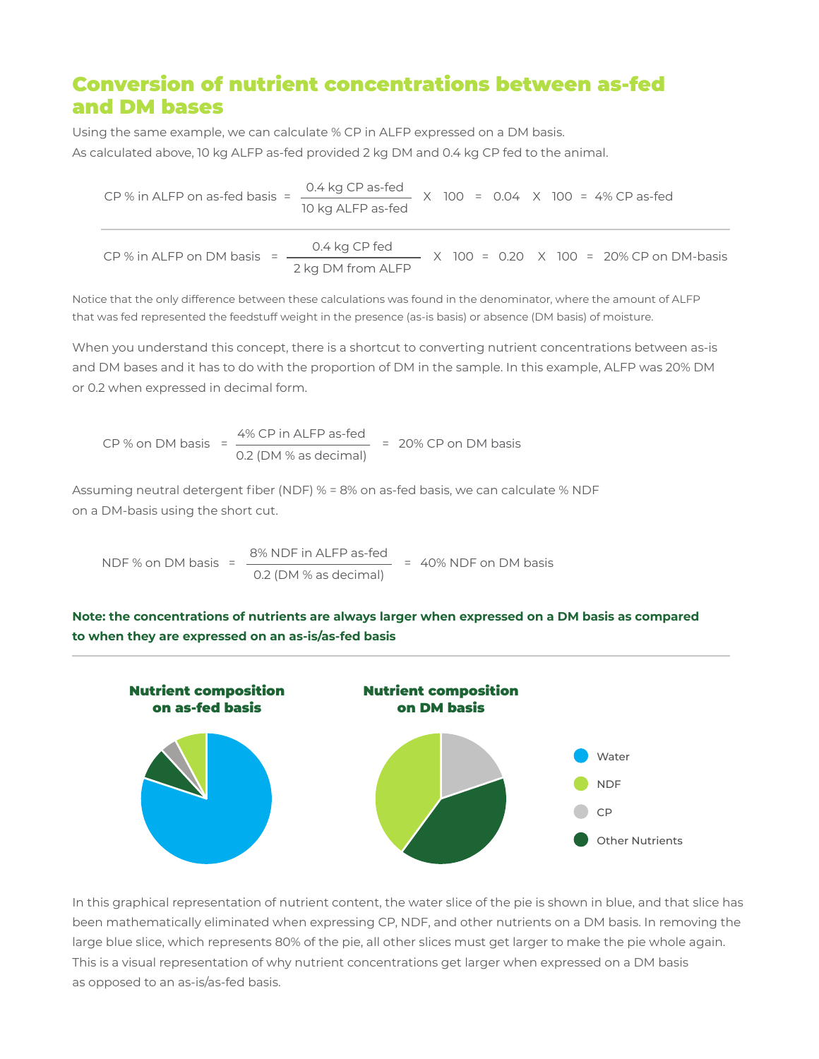## Conversion of nutrient concentrations between as-fed and DM bases

Using the same example, we can calculate % CP in ALFP expressed on a DM basis.
As calculated above, 10 kg ALFP as-fed provided 2 kg DM and 0.4 kg CP fed to the animal.

$$\text{CP \% in ALFP on as-fed basis} = \frac{0.4 \text{ kg CP as-fed}}{10 \text{ kg ALFP as-fed}} \times 100 = 0.04 \times 100 = 4\% \text{ CP as-fed}$$

$$\text{CP \% in ALFP on DM basis} = \frac{0.4 \text{ kg CP fed}}{2 \text{ kg DM from ALFP}} \times 100 = 0.20 \times 100 = 20\% \text{ CP on DM-basis}$$

Notice that the only difference between these calculations was found in the denominator, where the amount of ALFP that was fed represented the feedstuff weight in the presence (as-is basis) or absence (DM basis) of moisture.

When you understand this concept, there is a shortcut to converting nutrient concentrations between as-is and DM bases and it has to do with the proportion of DM in the sample. In this example, ALFP was 20% DM or 0.2 when expressed in decimal form.

$$\text{CP \% on DM basis} = \frac{4\% \text{ CP in ALFP as-fed}}{0.2 \text{ (DM \% as decimal)}} = 20\% \text{ CP on DM basis}$$

Assuming neutral detergent fiber (NDF) % = 8% on as-fed basis, we can calculate % NDF on a DM-basis using the short cut.

$$\text{NDF \% on DM basis} = \frac{8\% \text{ NDF in ALFP as-fed}}{0.2 \text{ (DM \% as decimal)}} = 40\% \text{ NDF on DM basis}$$

**Note: the concentrations of nutrients are always larger when expressed on a DM basis as compared to when they are expressed on an as-is/as-fed basis**

**Nutrient composition on as-fed basis**

**Nutrient composition on DM basis**

Water
NDF
CP
Other Nutrients

In this graphical representation of nutrient content, the water slice of the pie is shown in blue, and that slice has been mathematically eliminated when expressing CP, NDF, and other nutrients on a DM basis. In removing the large blue slice, which represents 80% of the pie, all other slices must get larger to make the pie whole again. This is a visual representation of why nutrient concentrations get larger when expressed on a DM basis as opposed to an as-is/as-fed basis.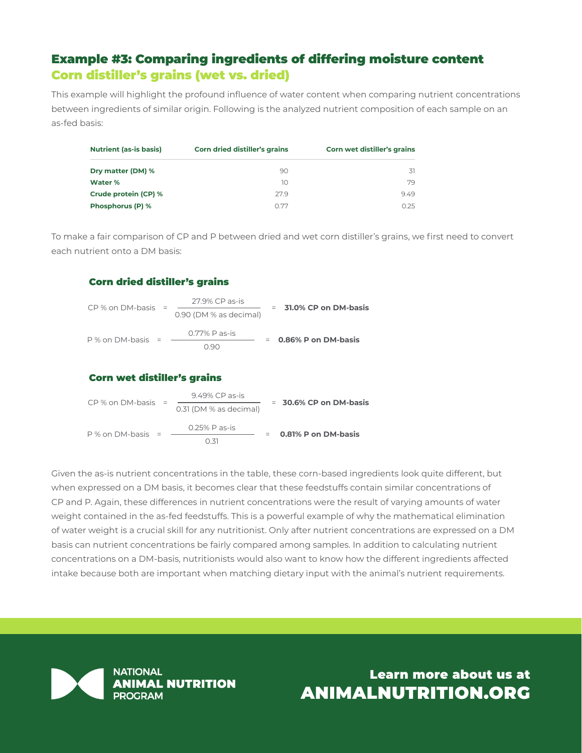## Example #3: Comparing ingredients of differing moisture content

### Corn distiller's grains (wet vs. dried)

This example will highlight the profound influence of water content when comparing nutrient concentrations between ingredients of similar origin. Following is the analyzed nutrient composition of each sample on an as-fed basis:

| Nutrient (as-is basis) | Corn dried distiller's grains | Corn wet distiller's grains |
|---|---|---|
| **Dry matter (DM) %** | 90 | 31 |
| **Water %** | 10 | 79 |
| **Crude protein (CP) %** | 27.9 | 9.49 |
| **Phosphorus (P) %** | 0.77 | 0.25 |

To make a fair comparison of CP and P between dried and wet corn distiller's grains, we first need to convert each nutrient onto a DM basis:

#### Corn dried distiller's grains

$$\text{CP \% on DM-basis} = \frac{\text{27.9\% CP as-is}}{\text{0.90 (DM \% as decimal)}} = \textbf{31.0\% CP on DM-basis}$$

$$\text{P \% on DM-basis} = \frac{\text{0.77\% P as-is}}{0.90} = \textbf{0.86\% P on DM-basis}$$

#### Corn wet distiller's grains

$$\text{CP \% on DM-basis} = \frac{\text{9.49\% CP as-is}}{\text{0.31 (DM \% as decimal)}} = \textbf{30.6\% CP on DM-basis}$$

$$\text{P \% on DM-basis} = \frac{\text{0.25\% P as-is}}{0.31} = \textbf{0.81\% P on DM-basis}$$

Given the as-is nutrient concentrations in the table, these corn-based ingredients look quite different, but when expressed on a DM basis, it becomes clear that these feedstuffs contain similar concentrations of CP and P. Again, these differences in nutrient concentrations were the result of varying amounts of water weight contained in the as-fed feedstuffs. This is a powerful example of why the mathematical elimination of water weight is a crucial skill for any nutritionist. Only after nutrient concentrations are expressed on a DM basis can nutrient concentrations be fairly compared among samples. In addition to calculating nutrient concentrations on a DM-basis, nutritionists would also want to know how the different ingredients affected intake because both are important when matching dietary input with the animal's nutrient requirements.

NATIONAL ANIMAL NUTRITION PROGRAM

Learn more about us at ANIMALNUTRITION.ORG